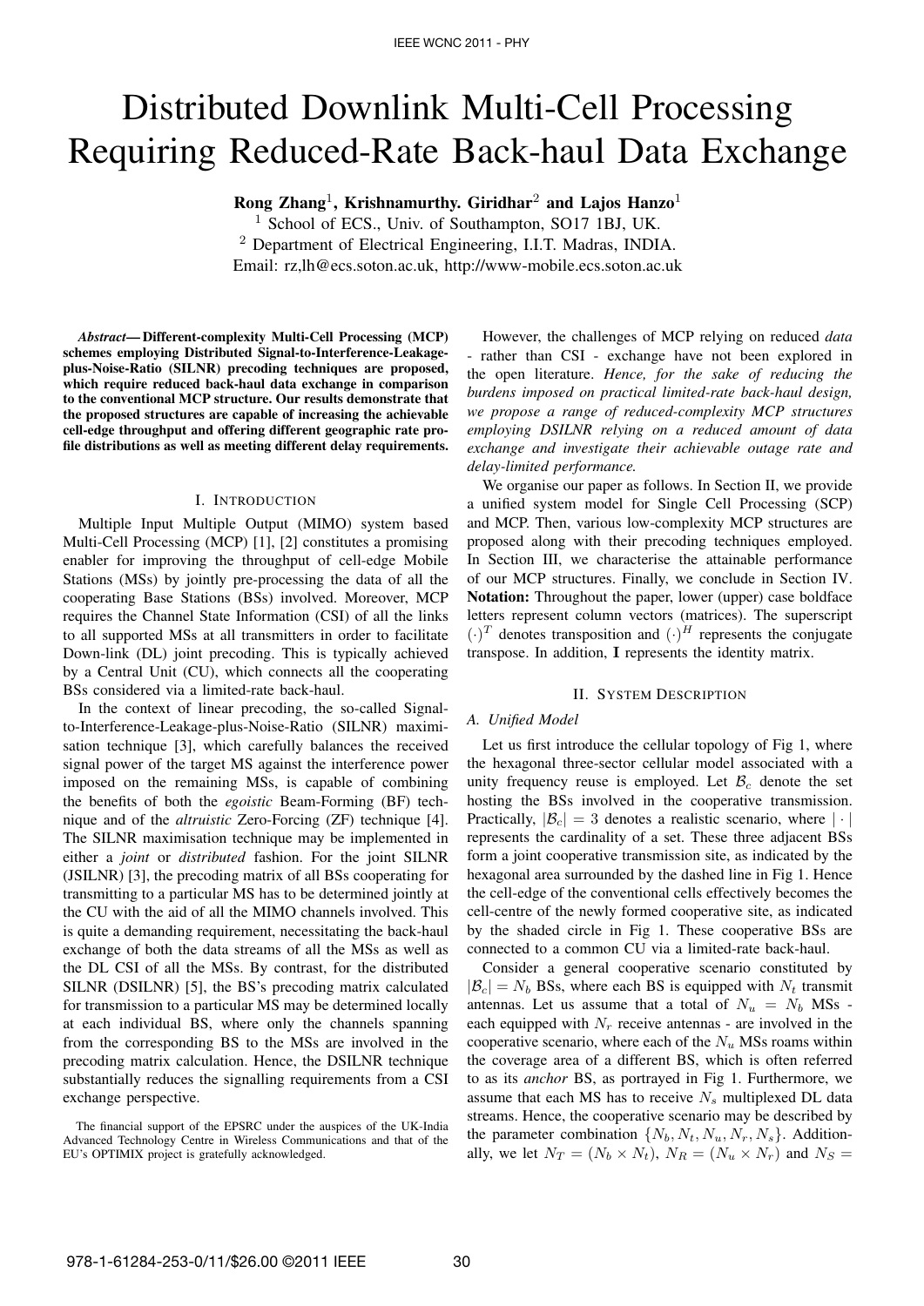# Distributed Downlink Multi-Cell Processing Requiring Reduced-Rate Back-haul Data Exchange

**Rong Zhang**[1], **Krishnamurthy. Giridhar**[2] **and Lajos Hanzo**[1]

[1] School of ECS., Univ. of Southampton, SO17 1BJ, UK.
[2] Department of Electrical Engineering, I.I.T. Madras, INDIA.
Email: rz,lh@ecs.soton.ac.uk, http://www-mobile.ecs.soton.ac.uk

***Abstract*— Different-complexity Multi-Cell Processing (MCP) schemes employing Distributed Signal-to-Interference-Leakage-plus-Noise-Ratio (SILNR) precoding techniques are proposed, which require reduced back-haul data exchange in comparison to the conventional MCP structure. Our results demonstrate that the proposed structures are capable of increasing the achievable cell-edge throughput and offering different geographic rate profile distributions as well as meeting different delay requirements.**

## I. Introduction

Multiple Input Multiple Output (MIMO) system based Multi-Cell Processing (MCP) [1], [2] constitutes a promising enabler for improving the throughput of cell-edge Mobile Stations (MSs) by jointly pre-processing the data of all the cooperating Base Stations (BSs) involved. Moreover, MCP requires the Channel State Information (CSI) of all the links to all supported MSs at all transmitters in order to facilitate Down-link (DL) joint precoding. This is typically achieved by a Central Unit (CU), which connects all the cooperating BSs considered via a limited-rate back-haul.

In the context of linear precoding, the so-called Signal-to-Interference-Leakage-plus-Noise-Ratio (SILNR) maximisation technique [3], which carefully balances the received signal power of the target MS against the interference power imposed on the remaining MSs, is capable of combining the benefits of both the *egoistic* Beam-Forming (BF) technique and of the *altruistic* Zero-Forcing (ZF) technique [4]. The SILNR maximisation technique may be implemented in either a *joint* or *distributed* fashion. For the joint SILNR (JSILNR) [3], the precoding matrix of all BSs cooperating for transmitting to a particular MS has to be determined jointly at the CU with the aid of all the MIMO channels involved. This is quite a demanding requirement, necessitating the back-haul exchange of both the data streams of all the MSs as well as the DL CSI of all the MSs. By contrast, for the distributed SILNR (DSILNR) [5], the BS's precoding matrix calculated for transmission to a particular MS may be determined locally at each individual BS, where only the channels spanning from the corresponding BS to the MSs are involved in the precoding matrix calculation. Hence, the DSILNR technique substantially reduces the signalling requirements from a CSI exchange perspective.

However, the challenges of MCP relying on reduced *data* - rather than CSI - exchange have not been explored in the open literature. *Hence, for the sake of reducing the burdens imposed on practical limited-rate back-haul design, we propose a range of reduced-complexity MCP structures employing DSILNR relying on a reduced amount of data exchange and investigate their achievable outage rate and delay-limited performance.*

We organise our paper as follows. In Section II, we provide a unified system model for Single Cell Processing (SCP) and MCP. Then, various low-complexity MCP structures are proposed along with their precoding techniques employed. In Section III, we characterise the attainable performance of our MCP structures. Finally, we conclude in Section IV. **Notation:** Throughout the paper, lower (upper) case boldface letters represent column vectors (matrices). The superscript $(\cdot)^T$ denotes transposition and $(\cdot)^H$ represents the conjugate transpose. In addition, $\mathbf{I}$ represents the identity matrix.

## II. System Description

### A. Unified Model

Let us first introduce the cellular topology of Fig 1, where the hexagonal three-sector cellular model associated with a unity frequency reuse is employed. Let $\mathcal{B}_c$ denote the set hosting the BSs involved in the cooperative transmission. Practically, $|\mathcal{B}_c| = 3$ denotes a realistic scenario, where $|\cdot|$ represents the cardinality of a set. These three adjacent BSs form a joint cooperative transmission site, as indicated by the hexagonal area surrounded by the dashed line in Fig 1. Hence the cell-edge of the conventional cells effectively becomes the cell-centre of the newly formed cooperative site, as indicated by the shaded circle in Fig 1. These cooperative BSs are connected to a common CU via a limited-rate back-haul.

Consider a general cooperative scenario constituted by $|\mathcal{B}_c| = N_b$ BSs, where each BS is equipped with $N_t$ transmit antennas. Let us assume that a total of $N_u = N_b$ MSs - each equipped with $N_r$ receive antennas - are involved in the cooperative scenario, where each of the $N_u$ MSs roams within the coverage area of a different BS, which is often referred to as its *anchor* BS, as portrayed in Fig 1. Furthermore, we assume that each MS has to receive $N_s$ multiplexed DL data streams. Hence, the cooperative scenario may be described by the parameter combination $\{N_b, N_t, N_u, N_r, N_s\}$. Additionally, we let $N_T = (N_b \times N_t)$, $N_R = (N_u \times N_r)$ and $N_S =$

The financial support of the EPSRC under the auspices of the UK-India Advanced Technology Centre in Wireless Communications and that of the EU's OPTIMIX project is gratefully acknowledged.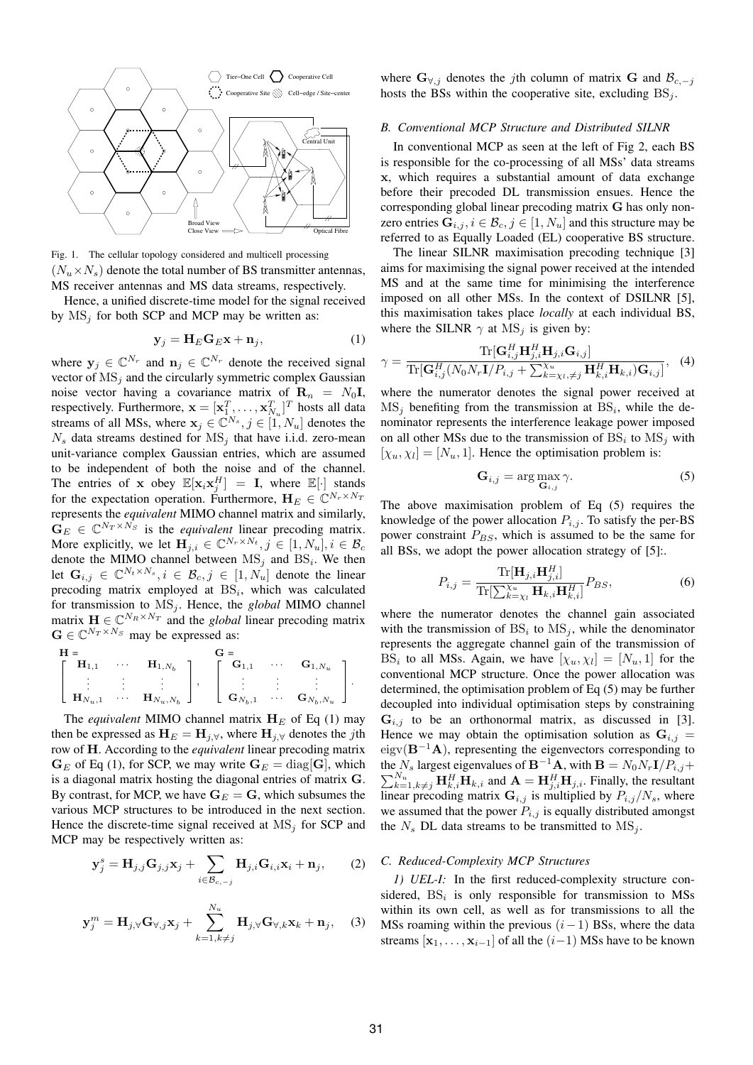Fig. 1. The cellular topology considered and multicell processing

$(N_u \times N_s)$ denote the total number of BS transmitter antennas, MS receiver antennas and MS data streams, respectively.

Hence, a unified discrete-time model for the signal received by $\text{MS}_j$ for both SCP and MCP may be written as:

$$\mathbf{y}_j = \mathbf{H}_E \mathbf{G}_E \mathbf{x} + \mathbf{n}_j, \quad (1)$$

where $\mathbf{y}_j \in \mathbb{C}^{N_r}$ and $\mathbf{n}_j \in \mathbb{C}^{N_r}$ denote the received signal vector of $\text{MS}_j$ and the circularly symmetric complex Gaussian noise vector having a covariance matrix of $\mathbf{R}_n = N_0\mathbf{I}$, respectively. Furthermore, $\mathbf{x} = [\mathbf{x}_1^T, \ldots, \mathbf{x}_{N_u}^T]^T$ hosts all data streams of all MSs, where $\mathbf{x}_j \in \mathbb{C}^{N_s}, j \in [1, N_u]$ denotes the $N_s$ data streams destined for $\text{MS}_j$ that have i.i.d. zero-mean unit-variance complex Gaussian entries, which are assumed to be independent of both the noise and of the channel. The entries of $\mathbf{x}$ obey $\mathbb{E}[\mathbf{x}_i \mathbf{x}_j^H] = \mathbf{I}$, where $\mathbb{E}[\cdot]$ stands for the expectation operation. Furthermore, $\mathbf{H}_E \in \mathbb{C}^{N_r \times N_T}$ represents the *equivalent* MIMO channel matrix and similarly, $\mathbf{G}_E \in \mathbb{C}^{N_T \times N_S}$ is the *equivalent* linear precoding matrix. More explicitly, we let $\mathbf{H}_{j,i} \in \mathbb{C}^{N_r \times N_t}, j \in [1, N_u], i \in \mathcal{B}_c$ denote the MIMO channel between $\text{MS}_j$ and $\text{BS}_i$. We then let $\mathbf{G}_{i,j} \in \mathbb{C}^{N_t \times N_s}, i \in \mathcal{B}_c, j \in [1, N_u]$ denote the linear precoding matrix employed at $\text{BS}_i$, which was calculated for transmission to $\text{MS}_j$. Hence, the *global* MIMO channel matrix $\mathbf{H} \in \mathbb{C}^{N_R \times N_T}$ and the *global* linear precoding matrix $\mathbf{G} \in \mathbb{C}^{N_T \times N_S}$ may be expressed as:

$$\mathbf{H} = \begin{bmatrix} \mathbf{H}_{1,1} & \cdots & \mathbf{H}_{1,N_b} \\ \vdots & \vdots & \vdots \\ \mathbf{H}_{N_u,1} & \cdots & \mathbf{H}_{N_u,N_b} \end{bmatrix}, \quad \mathbf{G} = \begin{bmatrix} \mathbf{G}_{1,1} & \cdots & \mathbf{G}_{1,N_u} \\ \vdots & \vdots & \vdots \\ \mathbf{G}_{N_b,1} & \cdots & \mathbf{G}_{N_b,N_u} \end{bmatrix}.$$

The *equivalent* MIMO channel matrix $\mathbf{H}_E$ of Eq (1) may then be expressed as $\mathbf{H}_E = \mathbf{H}_{j,\forall}$, where $\mathbf{H}_{j,\forall}$ denotes the $j$th row of $\mathbf{H}$. According to the *equivalent* linear precoding matrix $\mathbf{G}_E$ of Eq (1), for SCP, we may write $\mathbf{G}_E = \text{diag}[\mathbf{G}]$, which is a diagonal matrix hosting the diagonal entries of matrix $\mathbf{G}$. By contrast, for MCP, we have $\mathbf{G}_E = \mathbf{G}$, which subsumes the various MCP structures to be introduced in the next section. Hence the discrete-time signal received at $\text{MS}_j$ for SCP and MCP may be respectively written as:

$$\mathbf{y}_j^s = \mathbf{H}_{j,j}\mathbf{G}_{j,j}\mathbf{x}_j + \sum_{i \in \mathcal{B}_{c,-j}} \mathbf{H}_{j,i}\mathbf{G}_{i,i}\mathbf{x}_i + \mathbf{n}_j, \quad (2)$$

$$\mathbf{y}_j^m = \mathbf{H}_{j,\forall}\mathbf{G}_{\forall,j}\mathbf{x}_j + \sum_{k=1,k\neq j}^{N_u} \mathbf{H}_{j,\forall}\mathbf{G}_{\forall,k}\mathbf{x}_k + \mathbf{n}_j, \quad (3)$$

where $\mathbf{G}_{\forall,j}$ denotes the $j$th column of matrix $\mathbf{G}$ and $\mathcal{B}_{c,-j}$ hosts the BSs within the cooperative site, excluding $\text{BS}_j$.

### *B. Conventional MCP Structure and Distributed SILNR*

In conventional MCP as seen at the left of Fig 2, each BS is responsible for the co-processing of all MSs' data streams $\mathbf{x}$, which requires a substantial amount of data exchange before their precoded DL transmission ensues. Hence the corresponding global linear precoding matrix $\mathbf{G}$ has only non-zero entries $\mathbf{G}_{i,j}, i \in \mathcal{B}_c, j \in [1, N_u]$ and this structure may be referred to as Equally Loaded (EL) cooperative BS structure.

The linear SILNR maximisation precoding technique [3] aims for maximising the signal power received at the intended MS and at the same time for minimising the interference imposed on all other MSs. In the context of DSILNR [5], this maximisation takes place *locally* at each individual BS, where the SILNR $\gamma$ at $\text{MS}_j$ is given by:

$$\gamma = \frac{\text{Tr}[\mathbf{G}_{i,j}^H \mathbf{H}_{j,i}^H \mathbf{H}_{j,i} \mathbf{G}_{i,j}]}{\text{Tr}[\mathbf{G}_{i,j}^H (N_0 N_r \mathbf{I}/P_{i,j} + \sum_{k=\chi_l,\neq j}^{\chi_u} \mathbf{H}_{k,i}^H \mathbf{H}_{k,i}) \mathbf{G}_{i,j}]}, \quad (4)$$

where the numerator denotes the signal power received at $\text{MS}_j$ benefiting from the transmission at $\text{BS}_i$, while the denominator represents the interference leakage power imposed on all other MSs due to the transmission of $\text{BS}_i$ to $\text{MS}_j$ with $[\chi_u, \chi_l] = [N_u, 1]$. Hence the optimisation problem is:

$$\mathbf{G}_{i,j} = \arg\max_{\mathbf{G}_{i,j}} \gamma. \quad (5)$$

The above maximisation problem of Eq (5) requires the knowledge of the power allocation $P_{i,j}$. To satisfy the per-BS power constraint $P_{BS}$, which is assumed to be the same for all BSs, we adopt the power allocation strategy of [5]:.

$$P_{i,j} = \frac{\text{Tr}[\mathbf{H}_{j,i}\mathbf{H}_{j,i}^H]}{\text{Tr}[\sum_{k=\chi_l}^{\chi_u} \mathbf{H}_{k,i}\mathbf{H}_{k,i}^H]} P_{BS}, \quad (6)$$

where the numerator denotes the channel gain associated with the transmission of $\text{BS}_i$ to $\text{MS}_j$, while the denominator represents the aggregate channel gain of the transmission of $\text{BS}_i$ to all MSs. Again, we have $[\chi_u, \chi_l] = [N_u, 1]$ for the conventional MCP structure. Once the power allocation was determined, the optimisation problem of Eq (5) may be further decoupled into individual optimisation steps by constraining $\mathbf{G}_{i,j}$ to be an orthonormal matrix, as discussed in [3]. Hence we may obtain the optimisation solution as $\mathbf{G}_{i,j} = \text{eigv}(\mathbf{B}^{-1}\mathbf{A})$, representing the eigenvectors corresponding to the $N_s$ largest eigenvalues of $\mathbf{B}^{-1}\mathbf{A}$, with $\mathbf{B} = N_0 N_r \mathbf{I}/P_{i,j} + \sum_{k=1,k\neq j}^{N_u} \mathbf{H}_{k,i}^H \mathbf{H}_{k,i}$ and $\mathbf{A} = \mathbf{H}_{j,i}^H \mathbf{H}_{j,i}$. Finally, the resultant linear precoding matrix $\mathbf{G}_{i,j}$ is multiplied by $P_{i,j}/N_s$, where we assumed that the power $P_{i,j}$ is equally distributed amongst the $N_s$ DL data streams to be transmitted to $\text{MS}_j$.

### *C. Reduced-Complexity MCP Structures*

*1) UEL-I:* In the first reduced-complexity structure considered, $\text{BS}_i$ is only responsible for transmission to MSs within its own cell, as well as for transmissions to all the MSs roaming within the previous $(i-1)$ BSs, where the data streams $[\mathbf{x}_1, \ldots, \mathbf{x}_{i-1}]$ of all the $(i-1)$ MSs have to be known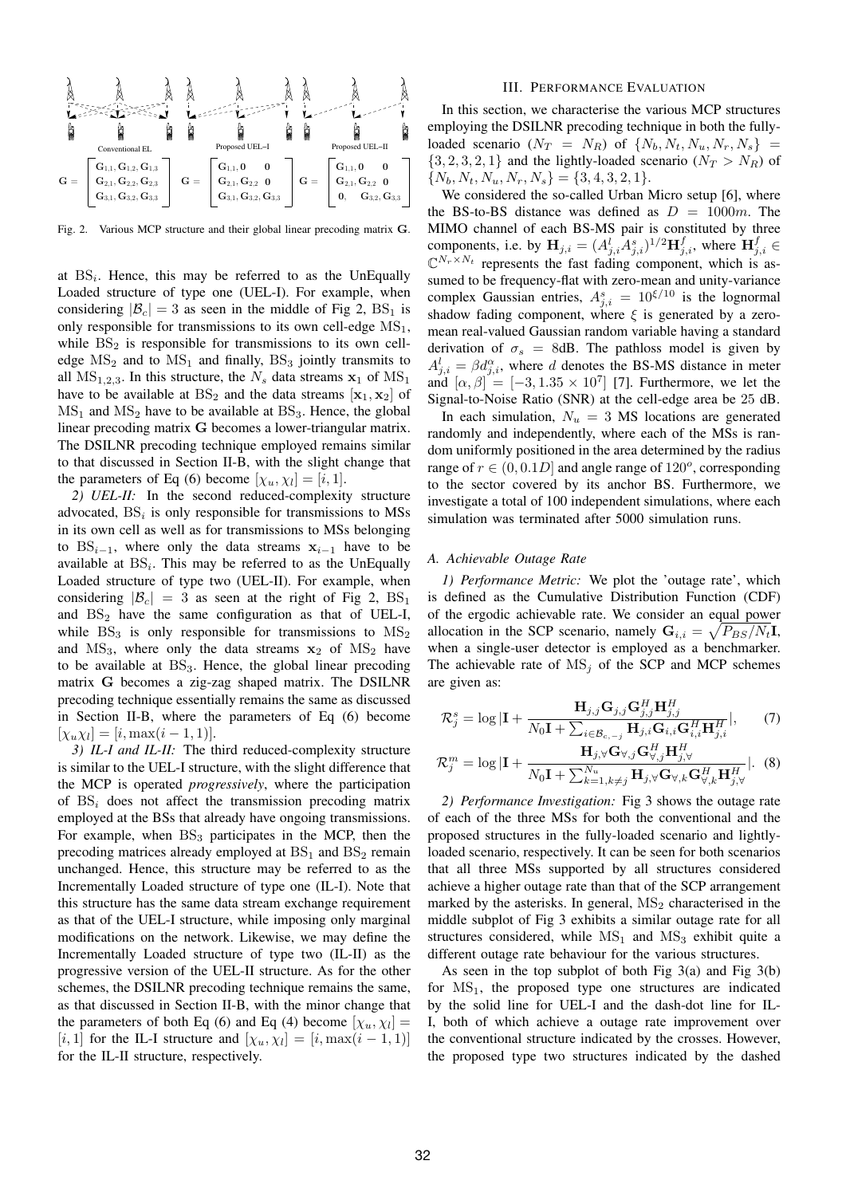Conventional EL | Proposed UEL–I | Proposed UEL–II

$$\mathbf{G} = \begin{bmatrix} \mathbf{G}_{1,1}, \mathbf{G}_{1,2}, \mathbf{G}_{1,3} \\ \mathbf{G}_{2,1}, \mathbf{G}_{2,2}, \mathbf{G}_{2,3} \\ \mathbf{G}_{3,1}, \mathbf{G}_{3,2}, \mathbf{G}_{3,3} \end{bmatrix} \quad \mathbf{G} = \begin{bmatrix} \mathbf{G}_{1,1}, \mathbf{0} & \mathbf{0} \\ \mathbf{G}_{2,1}, \mathbf{G}_{2,2} & \mathbf{0} \\ \mathbf{G}_{3,1}, \mathbf{G}_{3,2}, \mathbf{G}_{3,3} \end{bmatrix} \quad \mathbf{G} = \begin{bmatrix} \mathbf{G}_{1,1}, \mathbf{0} & \mathbf{0} \\ \mathbf{G}_{2,1}, \mathbf{G}_{2,2} & \mathbf{0} \\ \mathbf{0}, & \mathbf{G}_{3,2}, \mathbf{G}_{3,3} \end{bmatrix}$$

Fig. 2. Various MCP structure and their global linear precoding matrix $\mathbf{G}$.

at $\text{BS}_i$. Hence, this may be referred to as the UnEqually Loaded structure of type one (UEL-I). For example, when considering $|\mathcal{B}_c| = 3$ as seen in the middle of Fig 2, $\text{BS}_1$ is only responsible for transmissions to its own cell-edge $\text{MS}_1$, while $\text{BS}_2$ is responsible for transmissions to its own cell-edge $\text{MS}_2$ and to $\text{MS}_1$ and finally, $\text{BS}_3$ jointly transmits to all $\text{MS}_{1,2,3}$. In this structure, the $N_s$ data streams $\mathbf{x}_1$ of $\text{MS}_1$ have to be available at $\text{BS}_2$ and the data streams $[\mathbf{x}_1, \mathbf{x}_2]$ of $\text{MS}_1$ and $\text{MS}_2$ have to be available at $\text{BS}_3$. Hence, the global linear precoding matrix $\mathbf{G}$ becomes a lower-triangular matrix. The DSILNR precoding technique employed remains similar to that discussed in Section II-B, with the slight change that the parameters of Eq (6) become $[\chi_u, \chi_l] = [i, 1]$.

*2) UEL-II:* In the second reduced-complexity structure advocated, $\text{BS}_i$ is only responsible for transmissions to MSs in its own cell as well as for transmissions to MSs belonging to $\text{BS}_{i-1}$, where only the data streams $\mathbf{x}_{i-1}$ have to be available at $\text{BS}_i$. This may be referred to as the UnEqually Loaded structure of type two (UEL-II). For example, when considering $|\mathcal{B}_c| = 3$ as seen at the right of Fig 2, $\text{BS}_1$ and $\text{BS}_2$ have the same configuration as that of UEL-I, while $\text{BS}_3$ is only responsible for transmissions to $\text{MS}_2$ and $\text{MS}_3$, where only the data streams $\mathbf{x}_2$ of $\text{MS}_2$ have to be available at $\text{BS}_3$. Hence, the global linear precoding matrix $\mathbf{G}$ becomes a zig-zag shaped matrix. The DSILNR precoding technique essentially remains the same as discussed in Section II-B, where the parameters of Eq (6) become $[\chi_u \chi_l] = [i, \max(i-1, 1)]$.

*3) IL-I and IL-II:* The third reduced-complexity structure is similar to the UEL-I structure, with the slight difference that the MCP is operated *progressively*, where the participation of $\text{BS}_i$ does not affect the transmission precoding matrix employed at the BSs that already have ongoing transmissions. For example, when $\text{BS}_3$ participates in the MCP, then the precoding matrices already employed at $\text{BS}_1$ and $\text{BS}_2$ remain unchanged. Hence, this structure may be referred to as the Incrementally Loaded structure of type one (IL-I). Note that this structure has the same data stream exchange requirement as that of the UEL-I structure, while imposing only marginal modifications on the network. Likewise, we may define the Incrementally Loaded structure of type two (IL-II) as the progressive version of the UEL-II structure. As for the other schemes, the DSILNR precoding technique remains the same, as that discussed in Section II-B, with the minor change that the parameters of both Eq (6) and Eq (4) become $[\chi_u, \chi_l] = [i, 1]$ for the IL-I structure and $[\chi_u, \chi_l] = [i, \max(i-1, 1)]$ for the IL-II structure, respectively.

## III. Performance Evaluation

In this section, we characterise the various MCP structures employing the DSILNR precoding technique in both the fully-loaded scenario ($N_T = N_R$) of $\{N_b, N_t, N_u, N_r, N_s\} = \{3, 2, 3, 2, 1\}$ and the lightly-loaded scenario ($N_T > N_R$) of $\{N_b, N_t, N_u, N_r, N_s\} = \{3, 4, 3, 2, 1\}$.

We considered the so-called Urban Micro setup [6], where the BS-to-BS distance was defined as $D = 1000m$. The MIMO channel of each BS-MS pair is constituted by three components, i.e. by $\mathbf{H}_{j,i} = (A^l_{j,i} A^s_{j,i})^{1/2} \mathbf{H}^f_{j,i}$, where $\mathbf{H}^f_{j,i} \in \mathbb{C}^{N_r \times N_t}$ represents the fast fading component, which is assumed to be frequency-flat with zero-mean and unity-variance complex Gaussian entries, $A^s_{j,i} = 10^{\xi/10}$ is the lognormal shadow fading component, where $\xi$ is generated by a zero-mean real-valued Gaussian random variable having a standard derivation of $\sigma_s = 8\text{dB}$. The pathloss model is given by $A^l_{j,i} = \beta d^\alpha_{j,i}$, where $d$ denotes the BS-MS distance in meter and $[\alpha, \beta] = [-3, 1.35 \times 10^7]$ [7]. Furthermore, we let the Signal-to-Noise Ratio (SNR) at the cell-edge area be 25 dB.

In each simulation, $N_u = 3$ MS locations are generated randomly and independently, where each of the MSs is random uniformly positioned in the area determined by the radius range of $r \in (0, 0.1D]$ and angle range of $120^o$, corresponding to the sector covered by its anchor BS. Furthermore, we investigate a total of 100 independent simulations, where each simulation was terminated after 5000 simulation runs.

### A. Achievable Outage Rate

*1) Performance Metric:* We plot the 'outage rate', which is defined as the Cumulative Distribution Function (CDF) of the ergodic achievable rate. We consider an equal power allocation in the SCP scenario, namely $\mathbf{G}_{i,i} = \sqrt{P_{BS}/N_t}\mathbf{I}$, when a single-user detector is employed as a benchmarker. The achievable rate of $\text{MS}_j$ of the SCP and MCP schemes are given as:

$$\mathcal{R}^s_j = \log |\mathbf{I} + \frac{\mathbf{H}_{j,j}\mathbf{G}_{j,j}\mathbf{G}^H_{j,j}\mathbf{H}^H_{j,j}}{N_0\mathbf{I} + \sum_{i \in \mathcal{B}_{c,-j}} \mathbf{H}_{j,i}\mathbf{G}_{i,i}\mathbf{G}^H_{i,i}\mathbf{H}^H_{j,i}}|, \quad (7)$$

$$\mathcal{R}^m_j = \log |\mathbf{I} + \frac{\mathbf{H}_{j,\forall}\mathbf{G}_{\forall,j}\mathbf{G}^H_{\forall,j}\mathbf{H}^H_{j,\forall}}{N_0\mathbf{I} + \sum_{k=1,k\neq j}^{N_u} \mathbf{H}_{j,\forall}\mathbf{G}_{\forall,k}\mathbf{G}^H_{\forall,k}\mathbf{H}^H_{j,\forall}}|. \quad (8)$$

*2) Performance Investigation:* Fig 3 shows the outage rate of each of the three MSs for both the conventional and the proposed structures in the fully-loaded scenario and lightly-loaded scenario, respectively. It can be seen for both scenarios that all three MSs supported by all structures considered achieve a higher outage rate than that of the SCP arrangement marked by the asterisks. In general, $\text{MS}_2$ characterised in the middle subplot of Fig 3 exhibits a similar outage rate for all structures considered, while $\text{MS}_1$ and $\text{MS}_3$ exhibit quite a different outage rate behaviour for the various structures.

As seen in the top subplot of both Fig 3(a) and Fig 3(b) for $\text{MS}_1$, the proposed type one structures are indicated by the solid line for UEL-I and the dash-dot line for IL-I, both of which achieve a outage rate improvement over the conventional structure indicated by the crosses. However, the proposed type two structures indicated by the dashed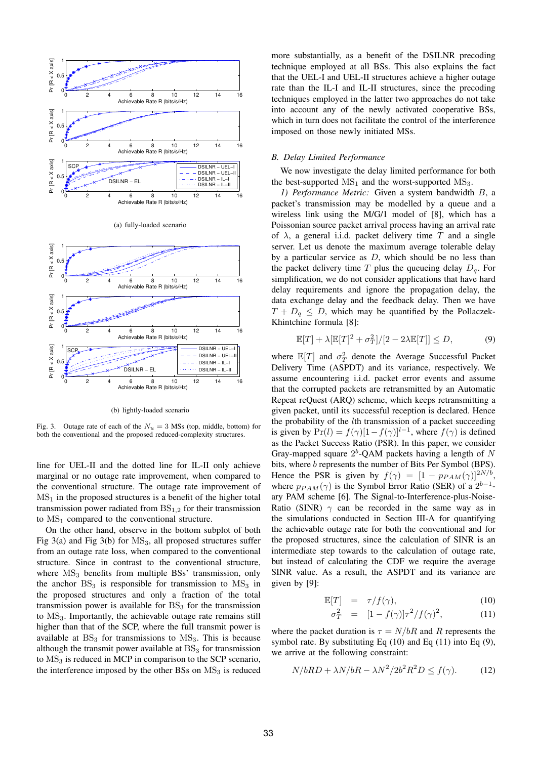(a) fully-loaded scenario

(b) lightly-loaded scenario

Fig. 3. Outage rate of each of the $N_u = 3$ MSs (top, middle, bottom) for both the conventional and the proposed reduced-complexity structures.

line for UEL-II and the dotted line for IL-II only achieve marginal or no outage rate improvement, when compared to the conventional structure. The outage rate improvement of $\text{MS}_1$ in the proposed structures is a benefit of the higher total transmission power radiated from $\text{BS}_{1,2}$ for their transmission to $\text{MS}_1$ compared to the conventional structure.

On the other hand, observe in the bottom subplot of both Fig 3(a) and Fig 3(b) for $\text{MS}_3$, all proposed structures suffer from an outage rate loss, when compared to the conventional structure. Since in contrast to the conventional structure, where $\text{MS}_3$ benefits from multiple BSs' transmission, only the anchor $\text{BS}_3$ is responsible for transmission to $\text{MS}_3$ in the proposed structures and only a fraction of the total transmission power is available for $\text{BS}_3$ for the transmission to $\text{MS}_3$. Importantly, the achievable outage rate remains still higher than that of the SCP, where the full transmit power is available at $\text{BS}_3$ for transmissions to $\text{MS}_3$. This is because although the transmit power available at $\text{BS}_3$ for transmission to $\text{MS}_3$ is reduced in MCP in comparison to the SCP scenario, the interference imposed by the other BSs on $\text{MS}_3$ is reduced more substantially, as a benefit of the DSILNR precoding technique employed at all BSs. This also explains the fact that the UEL-I and UEL-II structures achieve a higher outage rate than the IL-I and IL-II structures, since the precoding techniques employed in the latter two approaches do not take into account any of the newly activated cooperative BSs, which in turn does not facilitate the control of the interference imposed on those newly initiated MSs.

### *B. Delay Limited Performance*

We now investigate the delay limited performance for both the best-supported $\text{MS}_1$ and the worst-supported $\text{MS}_3$.

*1) Performance Metric:* Given a system bandwidth $B$, a packet's transmission may be modelled by a queue and a wireless link using the M/G/1 model of [8], which has a Poissonian source packet arrival process having an arrival rate of $\lambda$, a general i.i.d. packet delivery time $T$ and a single server. Let us denote the maximum average tolerable delay by a particular service as $D$, which should be no less than the packet delivery time $T$ plus the queueing delay $D_q$. For simplification, we do not consider applications that have hard delay requirements and ignore the propagation delay, the data exchange delay and the feedback delay. Then we have $T + D_q \leq D$, which may be quantified by the Pollaczek-Khintchine formula [8]:

$$\mathbb{E}[T] + \lambda[\mathbb{E}[T]^2 + \sigma_T^2]/[2 - 2\lambda\mathbb{E}[T]] \leq D, \tag{9}$$

where $\mathbb{E}[T]$ and $\sigma_T^2$ denote the Average Successful Packet Delivery Time (ASPDT) and its variance, respectively. We assume encountering i.i.d. packet error events and assume that the corrupted packets are retransmitted by an Automatic Repeat reQuest (ARQ) scheme, which keeps retransmitting a given packet, until its successful reception is declared. Hence the probability of the $l$th transmission of a packet succeeding is given by $\Pr(l) = f(\gamma)[1 - f(\gamma)]^{l-1}$, where $f(\gamma)$ is defined as the Packet Success Ratio (PSR). In this paper, we consider Gray-mapped square $2^b$-QAM packets having a length of $N$ bits, where $b$ represents the number of Bits Per Symbol (BPS). Hence the PSR is given by $f(\gamma) = [1 - p_{PAM}(\gamma)]^{2N/b}$, where $p_{PAM}(\gamma)$ is the Symbol Error Ratio (SER) of a $2^{b-1}$-ary PAM scheme [6]. The Signal-to-Interference-plus-Noise-Ratio (SINR) $\gamma$ can be recorded in the same way as in the simulations conducted in Section III-A for quantifying the achievable outage rate for both the conventional and the proposed structures, since the calculation of SINR is an intermediate step towards to the calculation of outage rate, but instead of calculating the CDF we require the average SINR value. As a result, the ASPDT and its variance are given by [9]:

$$\begin{aligned}
\mathbb{E}[T] &= \tau/f(\gamma), && (10)\\
\sigma_T^2 &= [1 - f(\gamma)]\tau^2/f(\gamma)^2, && (11)
\end{aligned}$$

where the packet duration is $\tau = N/bR$ and $R$ represents the symbol rate. By substituting Eq (10) and Eq (11) into Eq (9), we arrive at the following constraint:

$$N/bRD + \lambda N/bR - \lambda N^2/2b^2R^2D \leq f(\gamma). \tag{12}$$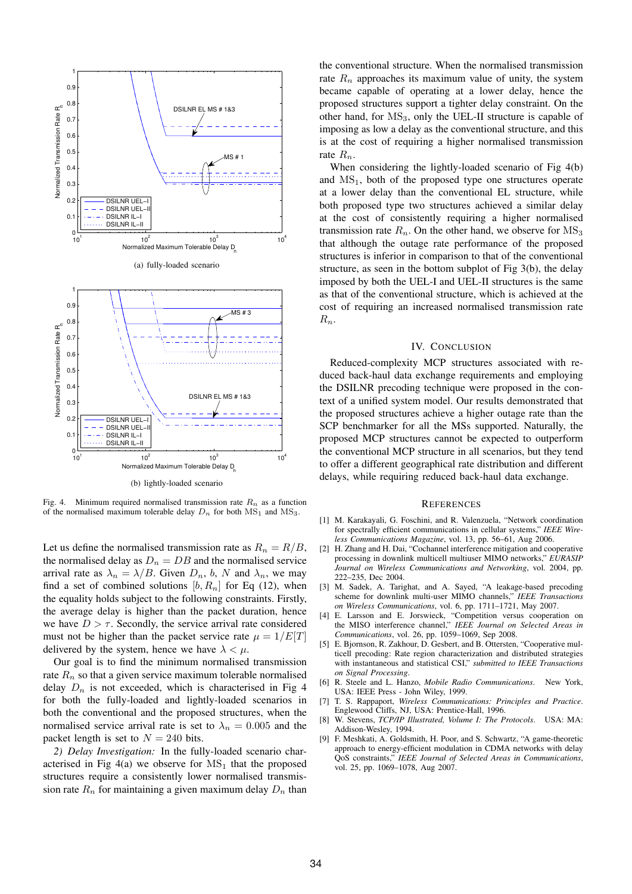Normalized Transmission Rate $R_n$

1
0.9
0.8
0.7
0.6
0.5
0.4
0.3
0.2
0.1
0

DSILNR EL MS # 1&3

MS # 1

DSILNR UEL–I
DSILNR UEL–II
DSILNR IL–I
DSILNR IL–II

$10^1$ $10^2$ $10^3$ $10^4$

Normalized Maximum Tolerable Delay $D_n$

(a) fully-loaded scenario

Normalized Transmission Rate $R_n$

1
0.9
0.8
0.7
0.6
0.5
0.4
0.3
0.2
0.1
0

MS # 3

DSILNR EL MS # 1&3

DSILNR UEL–I
DSILNR UEL–II
DSILNR IL–I
DSILNR IL–II

$10^1$ $10^2$ $10^3$ $10^4$

Normalized Maximum Tolerable Delay $D_n$

(b) lightly-loaded scenario

Fig. 4. Minimum required normalised transmission rate $R_n$ as a function of the normalised maximum tolerable delay $D_n$ for both $\mathrm{MS}_1$ and $\mathrm{MS}_3$.

Let us define the normalised transmission rate as $R_n = R/B$, the normalised delay as $D_n = DB$ and the normalised service arrival rate as $\lambda_n = \lambda/B$. Given $D_n$, $b$, $N$ and $\lambda_n$, we may find a set of combined solutions $[b, R_n]$ for Eq (12), when the equality holds subject to the following constraints. Firstly, the average delay is higher than the packet duration, hence we have $D > \tau$. Secondly, the service arrival rate considered must not be higher than the packet service rate $\mu = 1/E[T]$ delivered by the system, hence we have $\lambda < \mu$.

Our goal is to find the minimum normalised transmission rate $R_n$ so that a given service maximum tolerable normalised delay $D_n$ is not exceeded, which is characterised in Fig 4 for both the fully-loaded and lightly-loaded scenarios in both the conventional and the proposed structures, when the normalised service arrival rate is set to $\lambda_n = 0.005$ and the packet length is set to $N = 240$ bits.

*2) Delay Investigation:* In the fully-loaded scenario characterised in Fig 4(a) we observe for $\mathrm{MS}_1$ that the proposed structures require a consistently lower normalised transmission rate $R_n$ for maintaining a given maximum delay $D_n$ than the conventional structure. When the normalised transmission rate $R_n$ approaches its maximum value of unity, the system became capable of operating at a lower delay, hence the proposed structures support a tighter delay constraint. On the other hand, for $\mathrm{MS}_3$, only the UEL-II structure is capable of imposing as low a delay as the conventional structure, and this is at the cost of requiring a higher normalised transmission rate $R_n$.

When considering the lightly-loaded scenario of Fig 4(b) and $\mathrm{MS}_1$, both of the proposed type one structures operate at a lower delay than the conventional EL structure, while both proposed type two structures achieved a similar delay at the cost of consistently requiring a higher normalised transmission rate $R_n$. On the other hand, we observe for $\mathrm{MS}_3$ that although the outage rate performance of the proposed structures is inferior in comparison to that of the conventional structure, as seen in the bottom subplot of Fig 3(b), the delay imposed by both the UEL-I and UEL-II structures is the same as that of the conventional structure, which is achieved at the cost of requiring an increased normalised transmission rate $R_n$.

## IV. Conclusion

Reduced-complexity MCP structures associated with reduced back-haul data exchange requirements and employing the DSILNR precoding technique were proposed in the context of a unified system model. Our results demonstrated that the proposed structures achieve a higher outage rate than the SCP benchmarker for all the MSs supported. Naturally, the proposed MCP structures cannot be expected to outperform the conventional MCP structure in all scenarios, but they tend to offer a different geographical rate distribution and different delays, while requiring reduced back-haul data exchange.

## References

[1] M. Karakayali, G. Foschini, and R. Valenzuela, "Network coordination for spectrally efficient communications in cellular systems," *IEEE Wireless Communications Magazine*, vol. 13, pp. 56–61, Aug 2006.

[2] H. Zhang and H. Dai, "Cochannel interference mitigation and cooperative processing in downlink multicell multiuser MIMO networks," *EURASIP Journal on Wireless Communications and Networking*, vol. 2004, pp. 222–235, Dec 2004.

[3] M. Sadek, A. Tarighat, and A. Sayed, "A leakage-based precoding scheme for downlink multi-user MIMO channels," *IEEE Transactions on Wireless Communications*, vol. 6, pp. 1711–1721, May 2007.

[4] E. Larsson and E. Jorswieck, "Competition versus cooperation on the MISO interference channel," *IEEE Journal on Selected Areas in Communications*, vol. 26, pp. 1059–1069, Sep 2008.

[5] E. Bjornson, R. Zakhour, D. Gesbert, and B. Ottersten, "Cooperative multicell precoding: Rate region characterization and distributed strategies with instantaneous and statistical CSI," *submitted to IEEE Transactions on Signal Processing*.

[6] R. Steele and L. Hanzo, *Mobile Radio Communications*. New York, USA: IEEE Press - John Wiley, 1999.

[7] T. S. Rappaport, *Wireless Communications: Principles and Practice*. Englewood Cliffs, NJ, USA: Prentice-Hall, 1996.

[8] W. Stevens, *TCP/IP Illustrated, Volume I: The Protocols*. USA: MA: Addison-Wesley, 1994.

[9] F. Meshkati, A. Goldsmith, H. Poor, and S. Schwartz, "A game-theoretic approach to energy-efficient modulation in CDMA networks with delay QoS constraints," *IEEE Journal of Selected Areas in Communications*, vol. 25, pp. 1069–1078, Aug 2007.